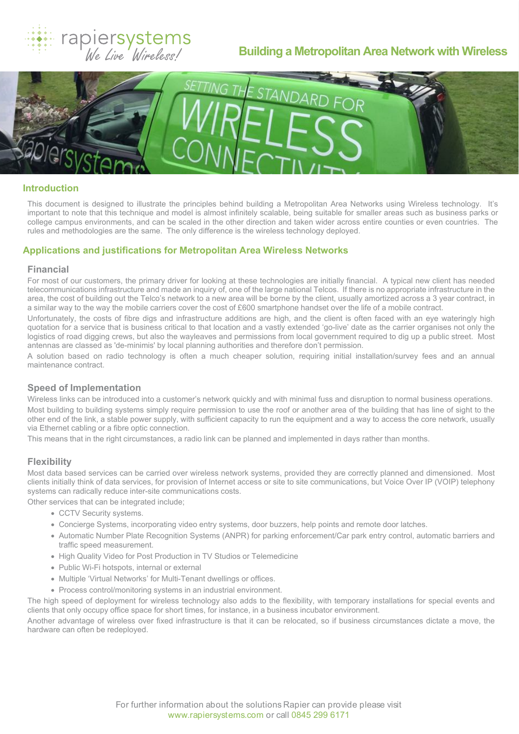# Building a Metropolitan Area Network with Wireless

## Introduction

This document is designed to illustrate the principles behind building a Metropolitan Area Networks using Wireless technology. It's important to note that this technique and model is almost infinitely scalable, being suitable for smaller areas such as business parks or college campus environments, and can be scaled in the other direction and taken wider across entire counties or even countries. The rules and methodologies are the same. The only difference is the wireless technology deployed.

## Applications and justifications for Metropolitan Area Wireless Networks

### Financial

For most of our customers, the primary driver for looking at these technologies are initially financial. A typical new client has needed telecommunications infrastructure and made an inquiry of, one of the large national Telcos. If there is no appropriate infrastructure in the area, the cost of building out the Telco's network to a new area will be borne by the client, usually amortized across a 3 year contract, in a similar way to the way the mobile carriers cover the cost of £600 smartphone handset over the life of a mobile contract.

Unfortunately, the costs of fibre digs and infrastructure additions are high, and the client is often faced with an eye wateringly high quotation for a service that is business critical to that location and a vastly extended 'go-live' date as the carrier organises not only the logistics of road digging crews, but also the wayleaves and permissions from local government required to dig up a public street. Most antennas are classed as 'de-minimis' by local planning authorities and therefore don't permission.

A solution based on radio technology is often a much cheaper solution, requiring initial installation/survey fees and an annual maintenance contract.

### Speed of Implementation

Wireless links can be introduced into a customer's network quickly and with minimal fuss and disruption to normal business operations.

Most building to building systems simply require permission to use the roof or another area of the building that has line of sight to the other end of the link, a stable power supply, with sufficient capacity to run the equipment and a way to access the core network, usually via Ethernet cabling or a fibre optic connection.

This means that in the right circumstances, a radio link can be planned and implemented in days rather than months.

### Flexibility

Most data based services can be carried over wireless network systems, provided they are correctly planned and dimensioned. Most clients initially think of data services, for provision of Internet access or site to site communications, but Voice Over IP (VOIP) telephony systems can radically reduce inter-site communications costs.

Other services that can be integrated include;

- CCTV Security systems.
- Concierge Systems, incorporating video entry systems, door buzzers, help points and remote door latches.
- Automatic Number Plate Recognition Systems (ANPR) for parking enforcement/Car park entry control, automatic barriers and traffic speed measurement.
- High Quality Video for Post Production in TV Studios or Telemedicine
- Public Wi-Fi hotspots, internal or external
- Multiple 'Virtual Networks' for Multi-Tenant dwellings or offices.
- Process control/monitoring systems in an industrial environment.

The high speed of deployment for wireless technology also adds to the flexibility, with temporary installations for special events and clients that only occupy office space for short times, for instance, in a business incubator environment.

Another advantage of wireless over fixed infrastructure is that it can be relocated, so if business circumstances dictate a move, the hardware can often be redeployed.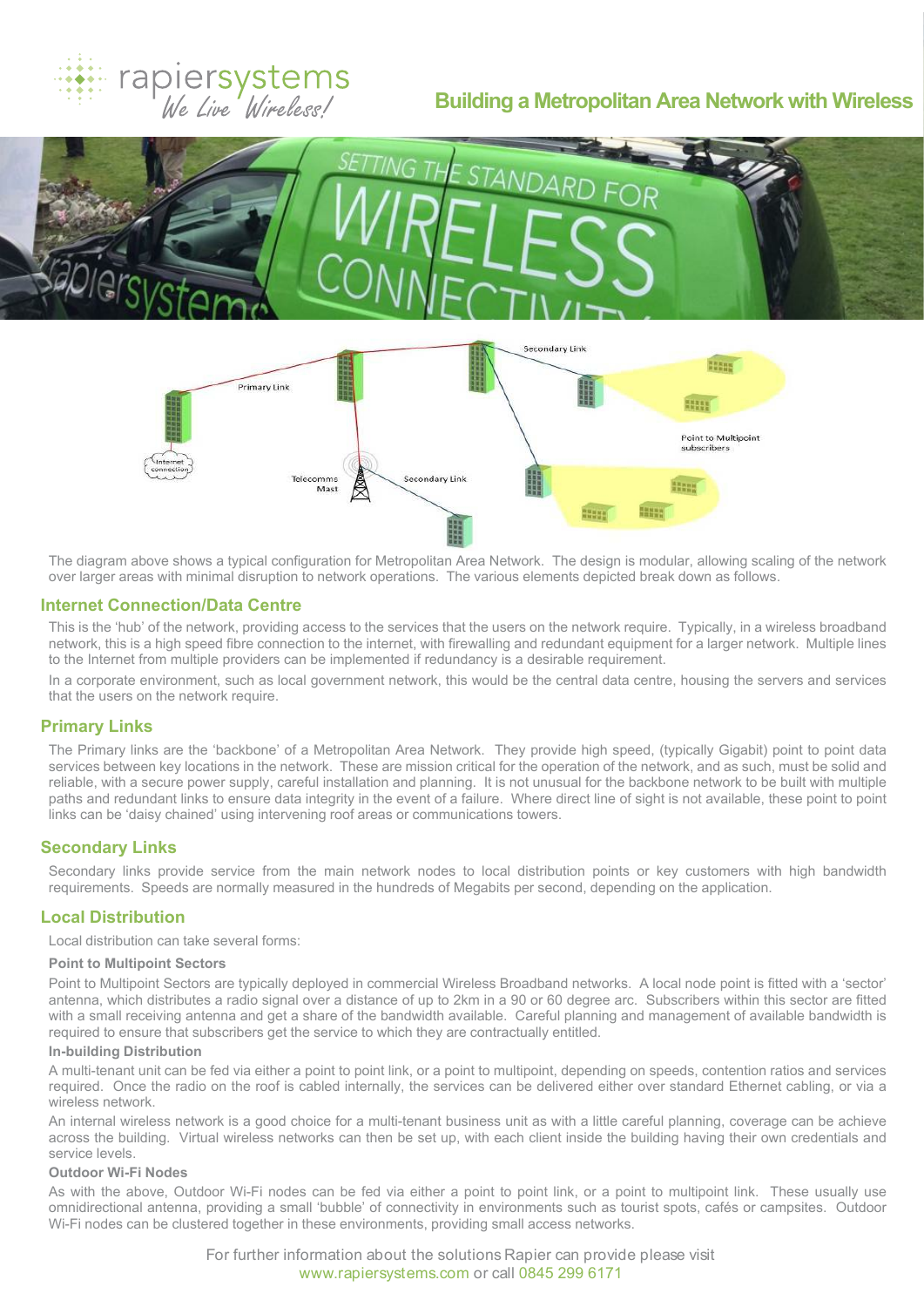# Building a Metropolitan Area Network with Wireless

The diagram above shows a typical configuration for Metropolitan Area Network. The design is modular, allowing scaling of the network over larger areas with minimal disruption to network operations. The various elements depicted break down as follows.

## Internet Connection/Data Centre

This is the 'hub' of the network, providing access to the services that the users on the network require. Typically, in a wireless broadband network, this is a high speed fibre connection to the internet, with firewalling and redundant equipment for a larger network. Multiple lines to the Internet from multiple providers can be implemented if redundancy is a desirable requirement.

In a corporate environment, such as local government network, this would be the central data centre, housing the servers and services that the users on the network require.

## Primary Links

The Primary links are the 'backbone' of a Metropolitan Area Network. They provide high speed, (typically Gigabit) point to point data services between key locations in the network. These are mission critical for the operation of the network, and as such, must be solid and reliable, with a secure power supply, careful installation and planning. It is not unusual for the backbone network to be built with multiple paths and redundant links to ensure data integrity in the event of a failure. Where direct line of sight is not available, these point to point links can be 'daisy chained' using intervening roof areas or communications towers.

## Secondary Links

Secondary links provide service from the main network nodes to local distribution points or key customers with high bandwidth requirements. Speeds are normally measured in the hundreds of Megabits per second, depending on the application.

## Local Distribution

Local distribution can take several forms:

**Point to Multipoint Sectors**

Point to Multipoint Sectors are typically deployed in commercial Wireless Broadband networks. A local node point is fitted with a 'sector' antenna, which distributes a radio signal over a distance of up to 2km in a 90 or 60 degree arc. Subscribers within this sector are fitted with a small receiving antenna and get a share of the bandwidth available. Careful planning and management of available bandwidth is required to ensure that subscribers get the service to which they are contractually entitled.

**In-building Distribution**

A multi-tenant unit can be fed via either a point to point link, or a point to multipoint, depending on speeds, contention ratios and services required. Once the radio on the roof is cabled internally, the services can be delivered either over standard Ethernet cabling, or via a wireless network.

An internal wireless network is a good choice for a multi-tenant business unit as with a little careful planning, coverage can be achieve across the building. Virtual wireless networks can then be set up, with each client inside the building having their own credentials and service levels.

**Outdoor Wi-Fi Nodes**

As with the above, Outdoor Wi-Fi nodes can be fed via either a point to point link, or a point to multipoint link. These usually use omnidirectional antenna, providing a small 'bubble' of connectivity in environments such as tourist spots, cafés or campsites. Outdoor Wi-Fi nodes can be clustered together in these environments, providing small access networks.

For further information about the solutions Rapier can provide please visit www.rapiersystems.com or call 0845 299 6171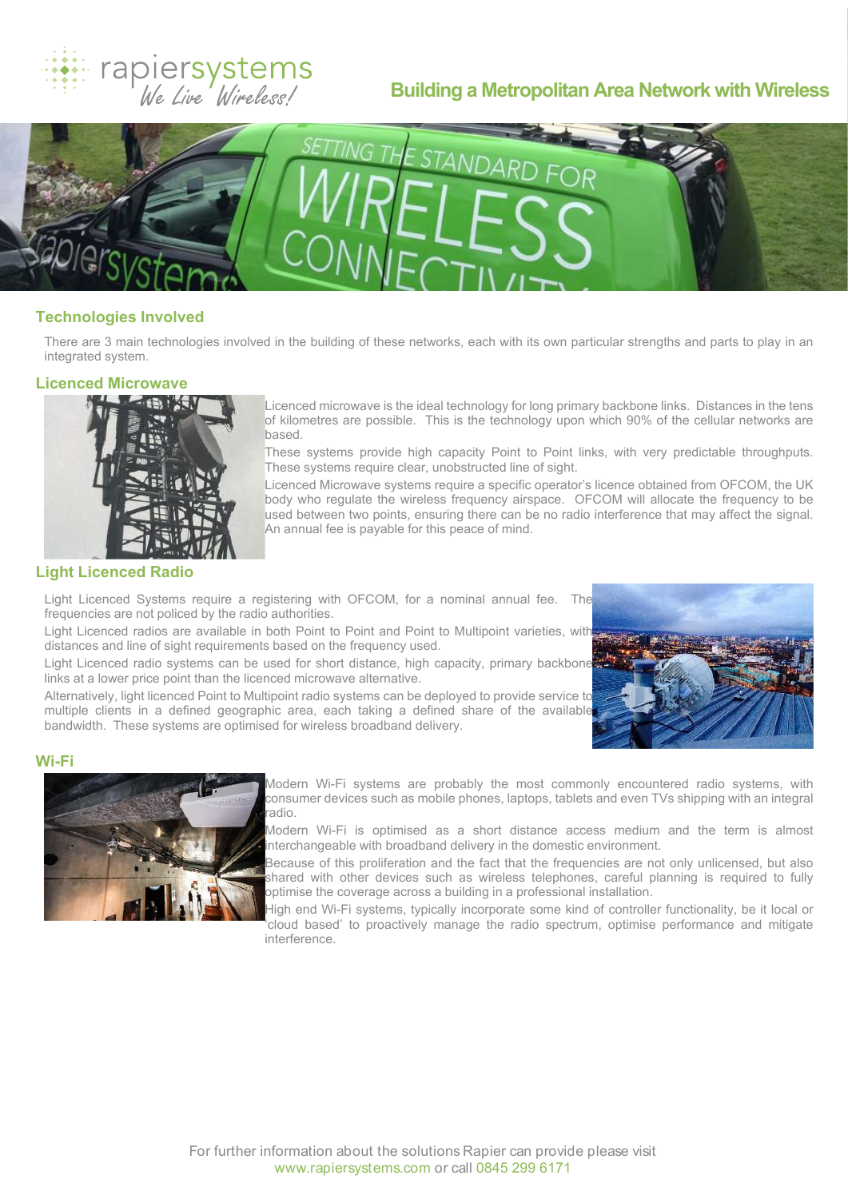## Technologies Involved

There are 3 main technologies involved in the building of these networks, each with its own particular strengths and parts to play in an integrated system.

### Licenced Microwave

Licenced microwave is the ideal technology for long primary backbone links. Distances in the tens of kilometres are possible. This is the technology upon which 90% of the cellular networks are based.

These systems provide high capacity Point to Point links, with very predictable throughputs. These systems require clear, unobstructed line of sight.

Licenced Microwave systems require a specific operator's licence obtained from OFCOM, the UK body who regulate the wireless frequency airspace. OFCOM will allocate the frequency to be used between two points, ensuring there can be no radio interference that may affect the signal. An annual fee is payable for this peace of mind.

### Light Licenced Radio

Light Licenced Systems require a registering with OFCOM, for a nominal annual fee. The frequencies are not policed by the radio authorities.

Light Licenced radios are available in both Point to Point and Point to Multipoint varieties, with distances and line of sight requirements based on the frequency used.

Light Licenced radio systems can be used for short distance, high capacity, primary backbone links at a lower price point than the licenced microwave alternative.

Alternatively, light licenced Point to Multipoint radio systems can be deployed to provide service to multiple clients in a defined geographic area, each taking a defined share of the available bandwidth. These systems are optimised for wireless broadband delivery.

### Wi-Fi

Modern Wi-Fi systems are probably the most commonly encountered radio systems, with consumer devices such as mobile phones, laptops, tablets and even TVs shipping with an integral radio.

Modern Wi-Fi is optimised as a short distance access medium and the term is almost interchangeable with broadband delivery in the domestic environment.

Because of this proliferation and the fact that the frequencies are not only unlicensed, but also shared with other devices such as wireless telephones, careful planning is required to fully optimise the coverage across a building in a professional installation.

High end Wi-Fi systems, typically incorporate some kind of controller functionality, be it local or 'cloud based' to proactively manage the radio spectrum, optimise performance and mitigate interference.

For further information about the solutions Rapier can provide please visit www.rapiersystems.com or call 0845 299 6171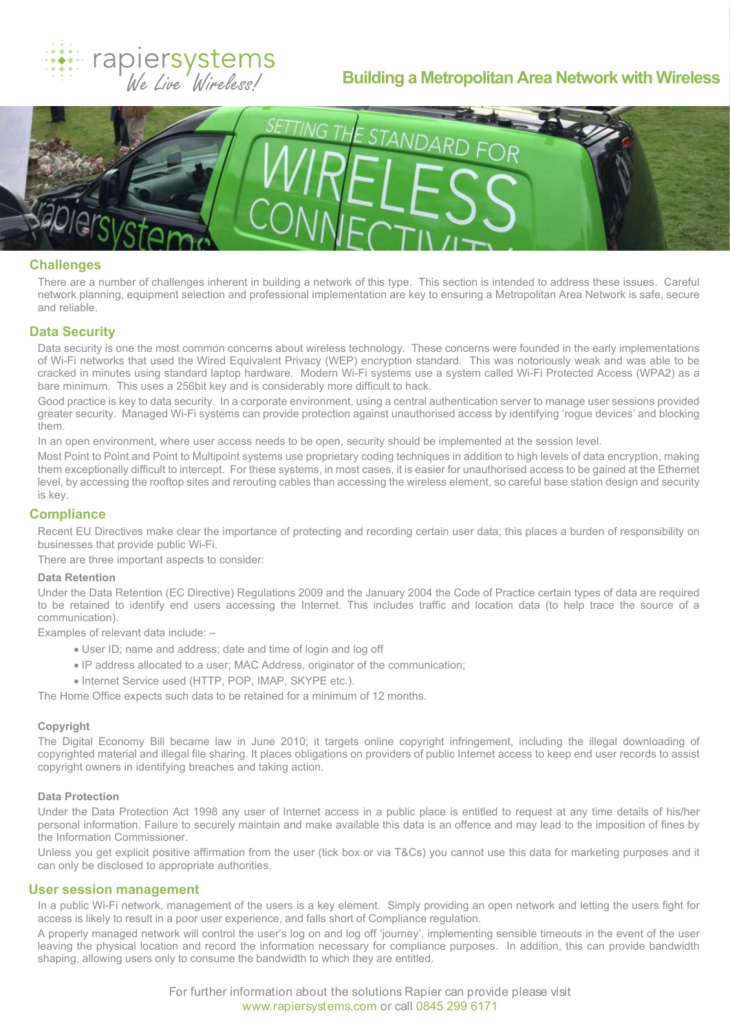## Challenges

There are a number of challenges inherent in building a network of this type. This section is intended to address these issues. Careful network planning, equipment selection and professional implementation are key to ensuring a Metropolitan Area Network is safe, secure and reliable.

## Data Security

Data security is one the most common concerns about wireless technology. These concerns were founded in the early implementations of Wi-Fi networks that used the Wired Equivalent Privacy (WEP) encryption standard. This was notoriously weak and was able to be cracked in minutes using standard laptop hardware. Modern Wi-Fi systems use a system called Wi-Fi Protected Access (WPA2) as a bare minimum. This uses a 256bit key and is considerably more difficult to hack.

Good practice is key to data security. In a corporate environment, using a central authentication server to manage user sessions provided greater security. Managed Wi-Fi systems can provide protection against unauthorised access by identifying 'rogue devices' and blocking them.

In an open environment, where user access needs to be open, security should be implemented at the session level.

Most Point to Point and Point to Multipoint systems use proprietary coding techniques in addition to high levels of data encryption, making them exceptionally difficult to intercept. For these systems, in most cases, it is easier for unauthorised access to be gained at the Ethernet level, by accessing the rooftop sites and rerouting cables than accessing the wireless element, so careful base station design and security is key.

## Compliance

Recent EU Directives make clear the importance of protecting and recording certain user data; this places a burden of responsibility on businesses that provide public Wi-Fi.

There are three important aspects to consider:

### Data Retention

Under the Data Retention (EC Directive) Regulations 2009 and the January 2004 the Code of Practice certain types of data are required to be retained to identify end users accessing the Internet. This includes traffic and location data (to help trace the source of a communication).

Examples of relevant data include: –

- User ID; name and address; date and time of login and log off
- IP address allocated to a user; MAC Address, originator of the communication;
- Internet Service used (HTTP, POP, IMAP, SKYPE etc.).

The Home Office expects such data to be retained for a minimum of 12 months.

### Copyright

The Digital Economy Bill became law in June 2010; it targets online copyright infringement, including the illegal downloading of copyrighted material and illegal file sharing. It places obligations on providers of public Internet access to keep end user records to assist copyright owners in identifying breaches and taking action.

### Data Protection

Under the Data Protection Act 1998 any user of Internet access in a public place is entitled to request at any time details of his/her personal information. Failure to securely maintain and make available this data is an offence and may lead to the imposition of fines by the Information Commissioner.

Unless you get explicit positive affirmation from the user (tick box or via T&Cs) you cannot use this data for marketing purposes and it can only be disclosed to appropriate authorities.

## User session management

In a public Wi-Fi network, management of the users is a key element. Simply providing an open network and letting the users fight for access is likely to result in a poor user experience, and falls short of Compliance regulation.

A properly managed network will control the user's log on and log off 'journey', implementing sensible timeouts in the event of the user leaving the physical location and record the information necessary for compliance purposes. In addition, this can provide bandwidth shaping, allowing users only to consume the bandwidth to which they are entitled.

For further information about the solutions Rapier can provide please visit www.rapiersystems.com or call 0845 299 6171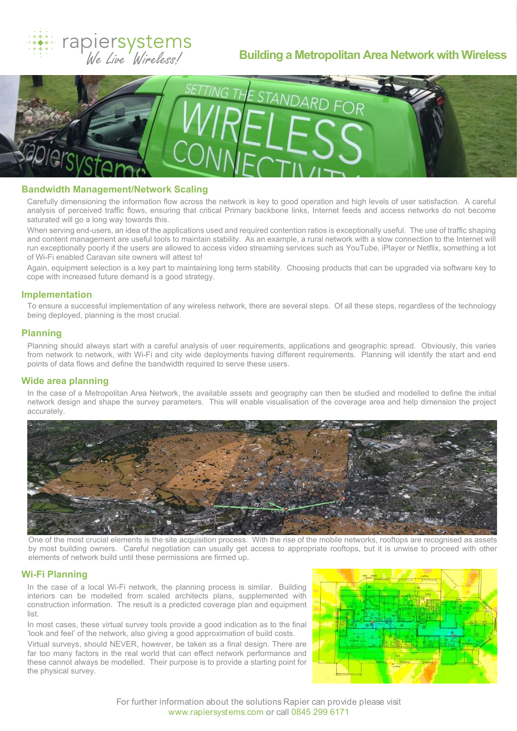## Building a Metropolitan Area Network with Wireless

### Bandwidth Management/Network Scaling

Carefully dimensioning the information flow across the network is key to good operation and high levels of user satisfaction. A careful analysis of perceived traffic flows, ensuring that critical Primary backbone links, Internet feeds and access networks do not become saturated will go a long way towards this.

When serving end-users, an idea of the applications used and required contention ratios is exceptionally useful. The use of traffic shaping and content management are useful tools to maintain stability. As an example, a rural network with a slow connection to the Internet will run exceptionally poorly if the users are allowed to access video streaming services such as YouTube, iPlayer or Netflix, something a lot of Wi-Fi enabled Caravan site owners will attest to!

Again, equipment selection is a key part to maintaining long term stability. Choosing products that can be upgraded via software key to cope with increased future demand is a good strategy.

### Implementation

To ensure a successful implementation of any wireless network, there are several steps. Of all these steps, regardless of the technology being deployed, planning is the most crucial.

### Planning

Planning should always start with a careful analysis of user requirements, applications and geographic spread. Obviously, this varies from network to network, with Wi-Fi and city wide deployments having different requirements. Planning will identify the start and end points of data flows and define the bandwidth required to serve these users.

### Wide area planning

In the case of a Metropolitan Area Network, the available assets and geography can then be studied and modelled to define the initial network design and shape the survey parameters. This will enable visualisation of the coverage area and help dimension the project accurately.

One of the most crucial elements is the site acquisition process. With the rise of the mobile networks, rooftops are recognised as assets by most building owners. Careful negotiation can usually get access to appropriate rooftops, but it is unwise to proceed with other elements of network build until these permissions are firmed up.

### Wi-Fi Planning

In the case of a local Wi-Fi network, the planning process is similar. Building interiors can be modelled from scaled architects plans, supplemented with construction information. The result is a predicted coverage plan and equipment list.

In most cases, these virtual survey tools provide a good indication as to the final 'look and feel' of the network, also giving a good approximation of build costs.

Virtual surveys, should NEVER, however, be taken as a final design. There are far too many factors in the real world that can effect network performance and these cannot always be modelled. Their purpose is to provide a starting point for the physical survey.

For further information about the solutions Rapier can provide please visit www.rapiersystems.com or call 0845 299 6171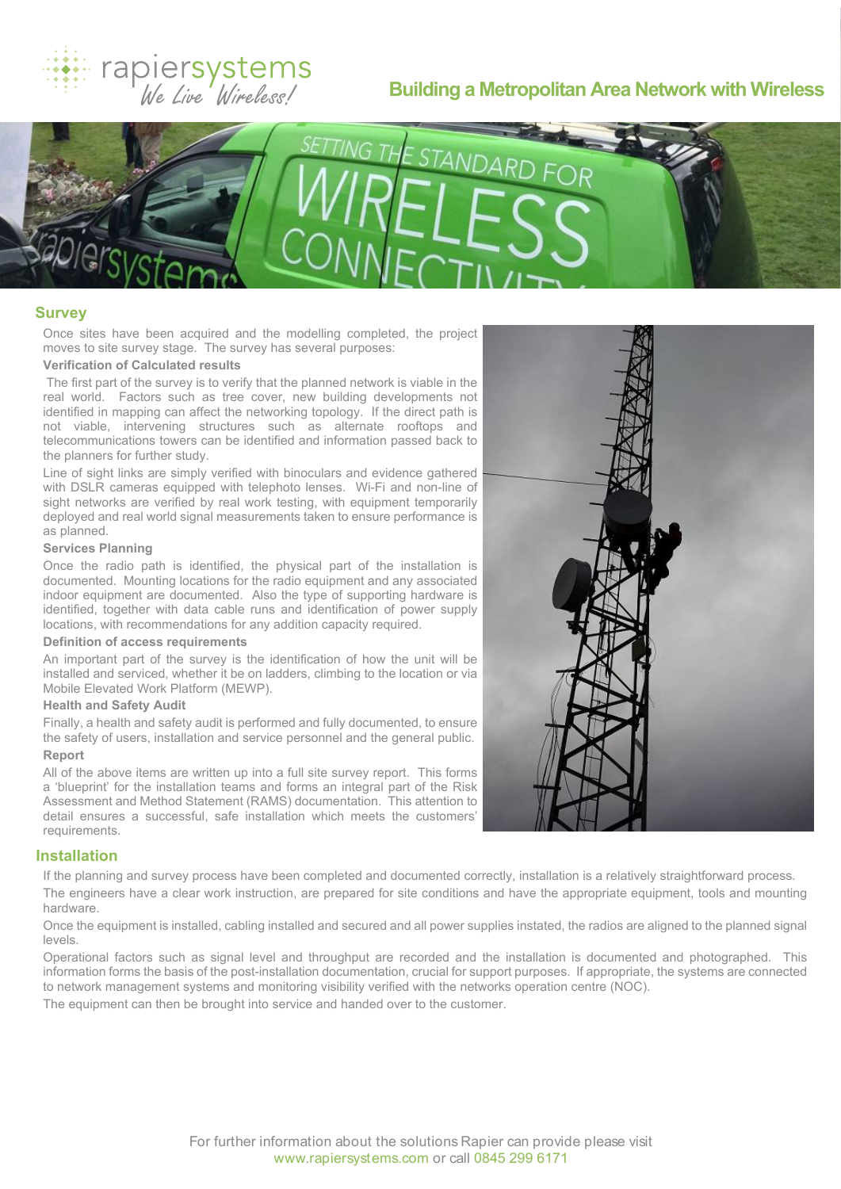## Survey

Once sites have been acquired and the modelling completed, the project moves to site survey stage. The survey has several purposes:

### Verification of Calculated results

The first part of the survey is to verify that the planned network is viable in the real world. Factors such as tree cover, new building developments not identified in mapping can affect the networking topology. If the direct path is not viable, intervening structures such as alternate rooftops and telecommunications towers can be identified and information passed back to the planners for further study.

Line of sight links are simply verified with binoculars and evidence gathered with DSLR cameras equipped with telephoto lenses. Wi-Fi and non-line of sight networks are verified by real work testing, with equipment temporarily deployed and real world signal measurements taken to ensure performance is as planned.

### Services Planning

Once the radio path is identified, the physical part of the installation is documented. Mounting locations for the radio equipment and any associated indoor equipment are documented. Also the type of supporting hardware is identified, together with data cable runs and identification of power supply locations, with recommendations for any addition capacity required.

### Definition of access requirements

An important part of the survey is the identification of how the unit will be installed and serviced, whether it be on ladders, climbing to the location or via Mobile Elevated Work Platform (MEWP).

### Health and Safety Audit

Finally, a health and safety audit is performed and fully documented, to ensure the safety of users, installation and service personnel and the general public.

### Report

All of the above items are written up into a full site survey report. This forms a 'blueprint' for the installation teams and forms an integral part of the Risk Assessment and Method Statement (RAMS) documentation. This attention to detail ensures a successful, safe installation which meets the customers' requirements.

## Installation

If the planning and survey process have been completed and documented correctly, installation is a relatively straightforward process.

The engineers have a clear work instruction, are prepared for site conditions and have the appropriate equipment, tools and mounting hardware.

Once the equipment is installed, cabling installed and secured and all power supplies instated, the radios are aligned to the planned signal levels.

Operational factors such as signal level and throughput are recorded and the installation is documented and photographed. This information forms the basis of the post-installation documentation, crucial for support purposes. If appropriate, the systems are connected to network management systems and monitoring visibility verified with the networks operation centre (NOC).

The equipment can then be brought into service and handed over to the customer.

For further information about the solutions Rapier can provide please visit www.rapiersystems.com or call 0845 299 6171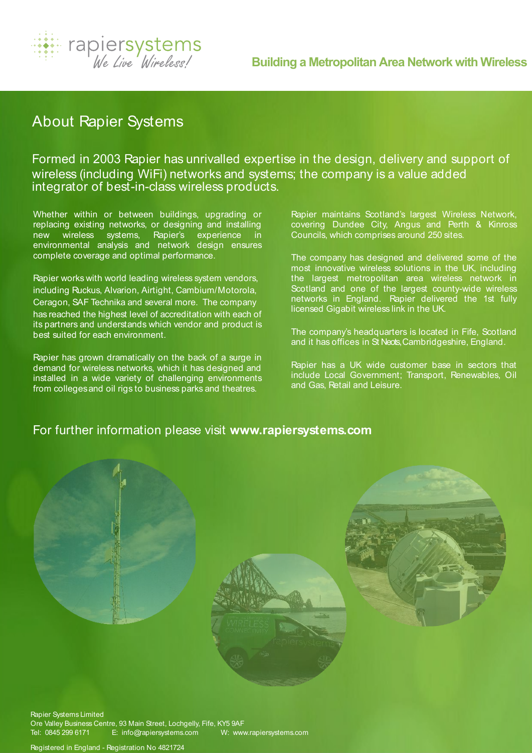# About Rapier Systems

Formed in 2003 Rapier has unrivalled expertise in the design, delivery and support of wireless (including WiFi) networks and systems; the company is a value added integrator of best-in-class wireless products.

Whether within or between buildings, upgrading or replacing existing networks, or designing and installing new wireless systems, Rapier's experience in environmental analysis and network design ensures complete coverage and optimal performance.

Rapier works with world leading wireless system vendors, including Ruckus, Alvarion, Airtight, Cambium/Motorola, Ceragon, SAF Technika and several more. The company has reached the highest level of accreditation with each of its partners and understands which vendor and product is best suited for each environment.

Rapier has grown dramatically on the back of a surge in demand for wireless networks, which it has designed and installed in a wide variety of challenging environments from colleges and oil rigs to business parks and theatres.

Rapier maintains Scotland's largest Wireless Network, covering Dundee City, Angus and Perth & Kinross Councils, which comprises around 250 sites.

The company has designed and delivered some of the most innovative wireless solutions in the UK, including the largest metropolitan area wireless network in Scotland and one of the largest county-wide wireless networks in England. Rapier delivered the 1st fully licensed Gigabit wireless link in the UK.

The company's headquarters is located in Fife, Scotland and it has offices in St Neots, Cambridgeshire, England.

Rapier has a UK wide customer base in sectors that include Local Government; Transport, Renewables, Oil and Gas, Retail and Leisure.

For further information please visit **www.rapiersystems.com**

Rapier Systems Limited
Ore Valley Business Centre, 93 Main Street, Lochgelly, Fife, KY5 9AF
Tel: 0845 299 6171 E: info@rapiersystems.com W: www.rapiersystems.com

Registered in England - Registration No 4821724